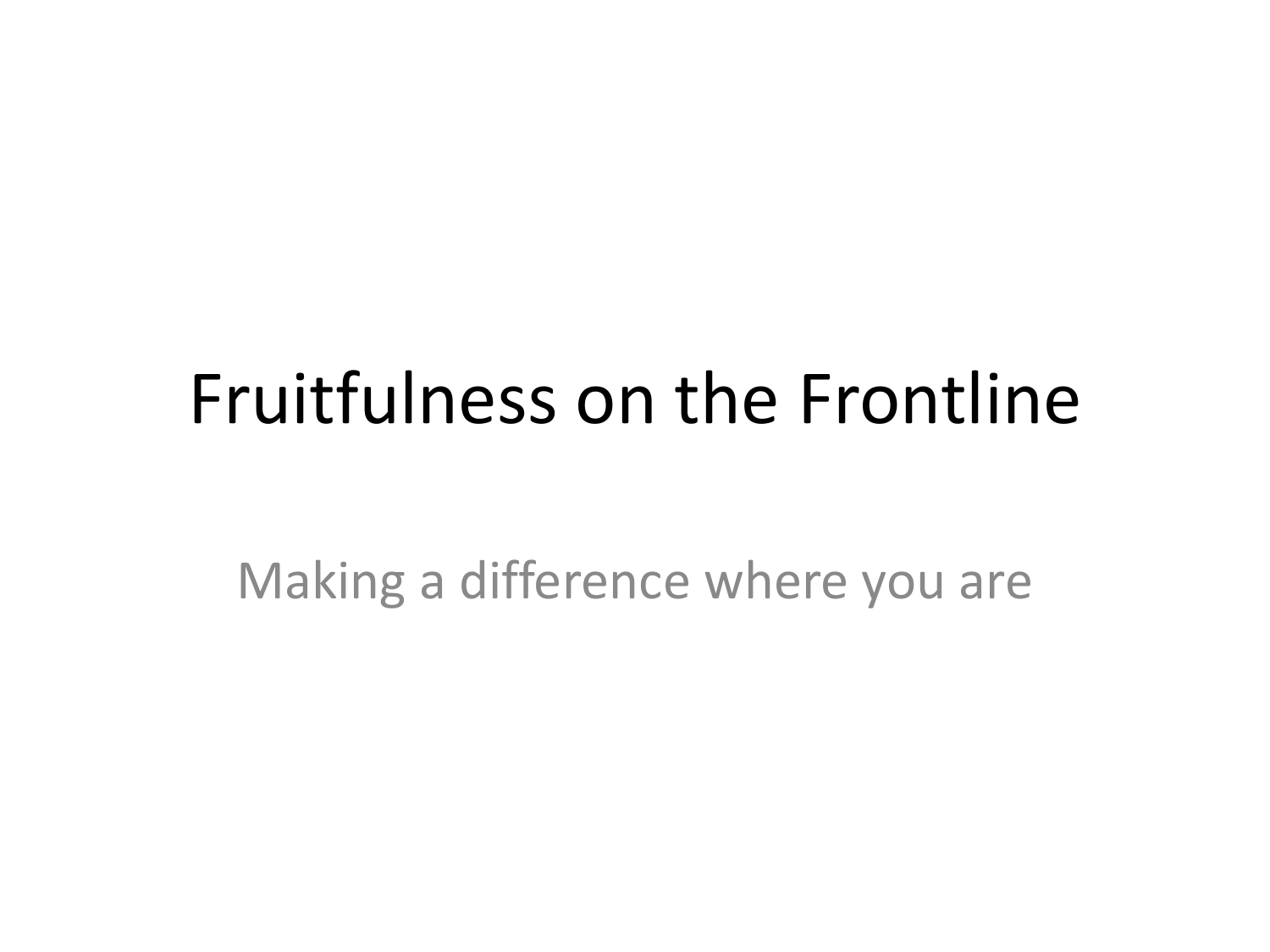# Fruitfulness on the Frontline

Making a difference where you are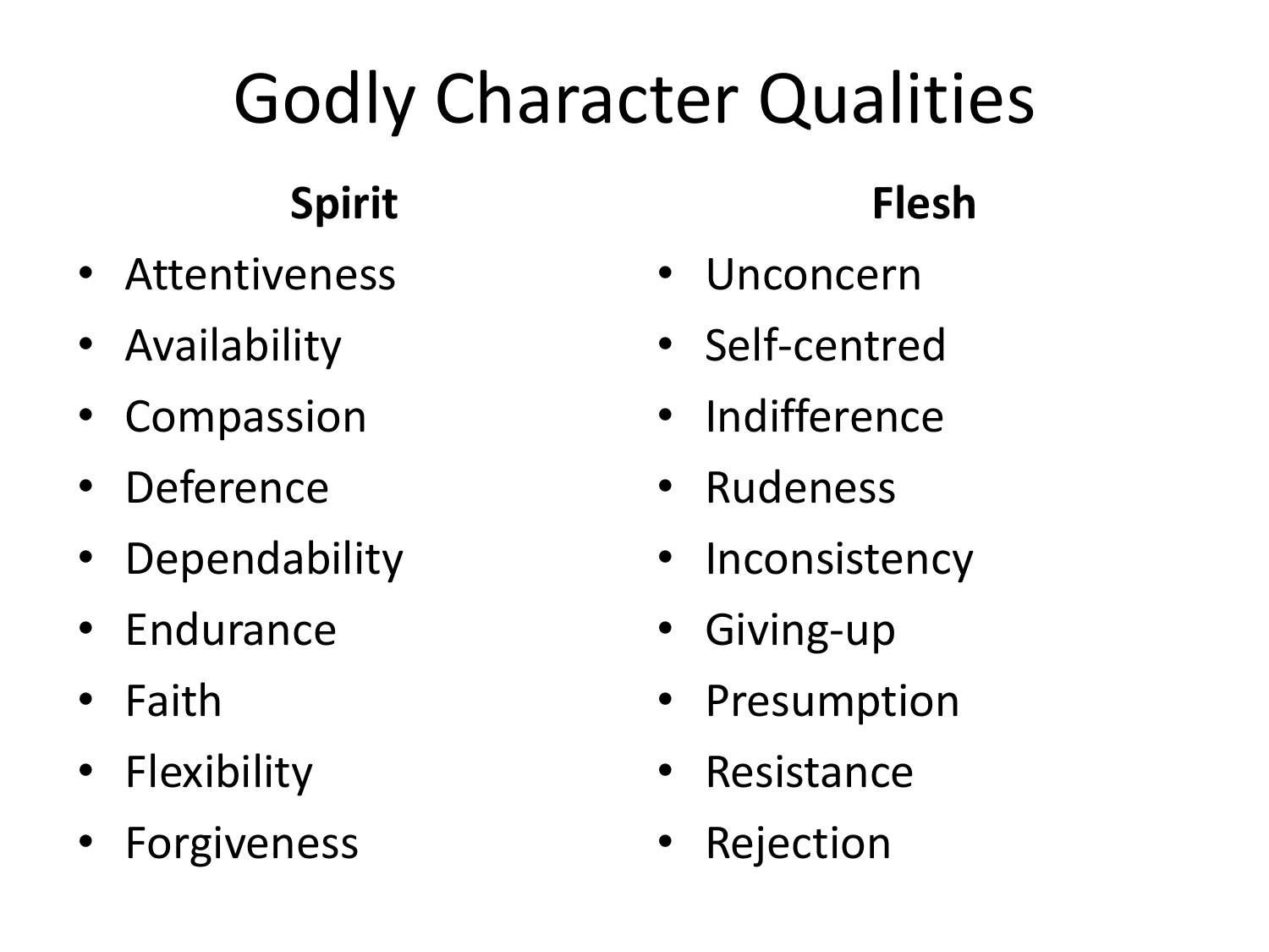# Godly Character Qualities

**Spirit**

- Attentiveness
- Availability
- Compassion
- Deference
- Dependability
- Endurance
- Faith
- Flexibility
- Forgiveness

**Flesh**

- Unconcern
- Self-centred
- Indifference
- Rudeness
- Inconsistency
- Giving-up
- Presumption
- Resistance
- Rejection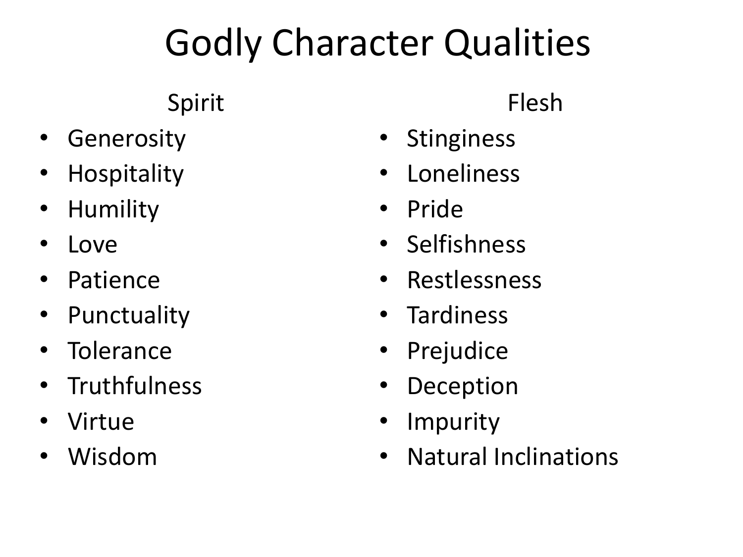# Godly Character Qualities

## Spirit

- Generosity
- Hospitality
- Humility
- Love
- Patience
- Punctuality
- Tolerance
- Truthfulness
- Virtue
- Wisdom

## Flesh

- Stinginess
- Loneliness
- Pride
- Selfishness
- Restlessness
- Tardiness
- Prejudice
- Deception
- Impurity
- Natural Inclinations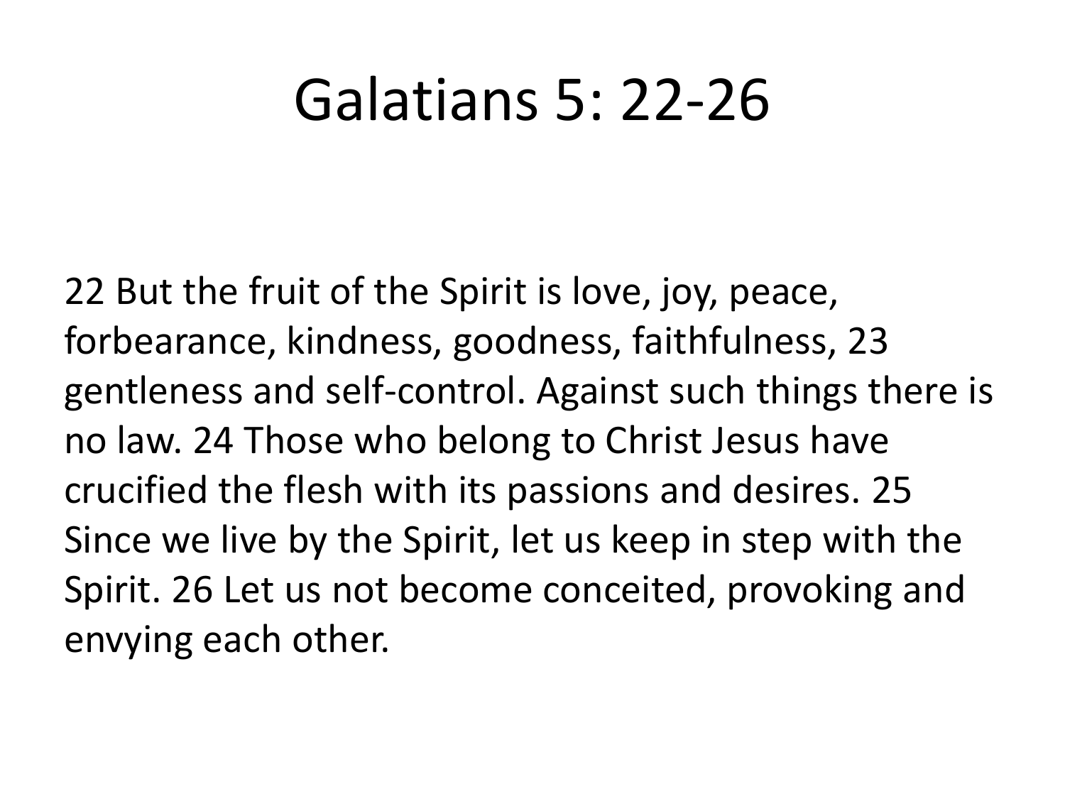# Galatians 5: 22-26

22 But the fruit of the Spirit is love, joy, peace, forbearance, kindness, goodness, faithfulness, 23 gentleness and self-control. Against such things there is no law. 24 Those who belong to Christ Jesus have crucified the flesh with its passions and desires. 25 Since we live by the Spirit, let us keep in step with the Spirit. 26 Let us not become conceited, provoking and envying each other.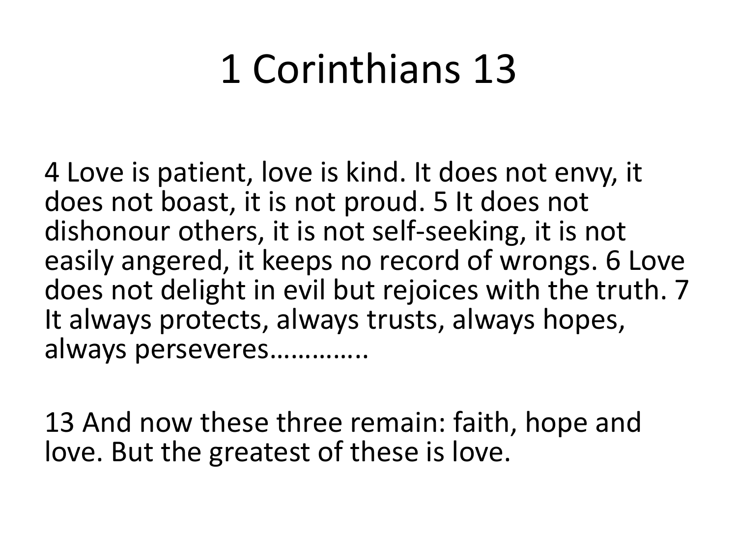# 1 Corinthians 13

4 Love is patient, love is kind. It does not envy, it does not boast, it is not proud. 5 It does not dishonour others, it is not self-seeking, it is not easily angered, it keeps no record of wrongs. 6 Love does not delight in evil but rejoices with the truth. 7 It always protects, always trusts, always hopes, always perseveres…………..

13 And now these three remain: faith, hope and love. But the greatest of these is love.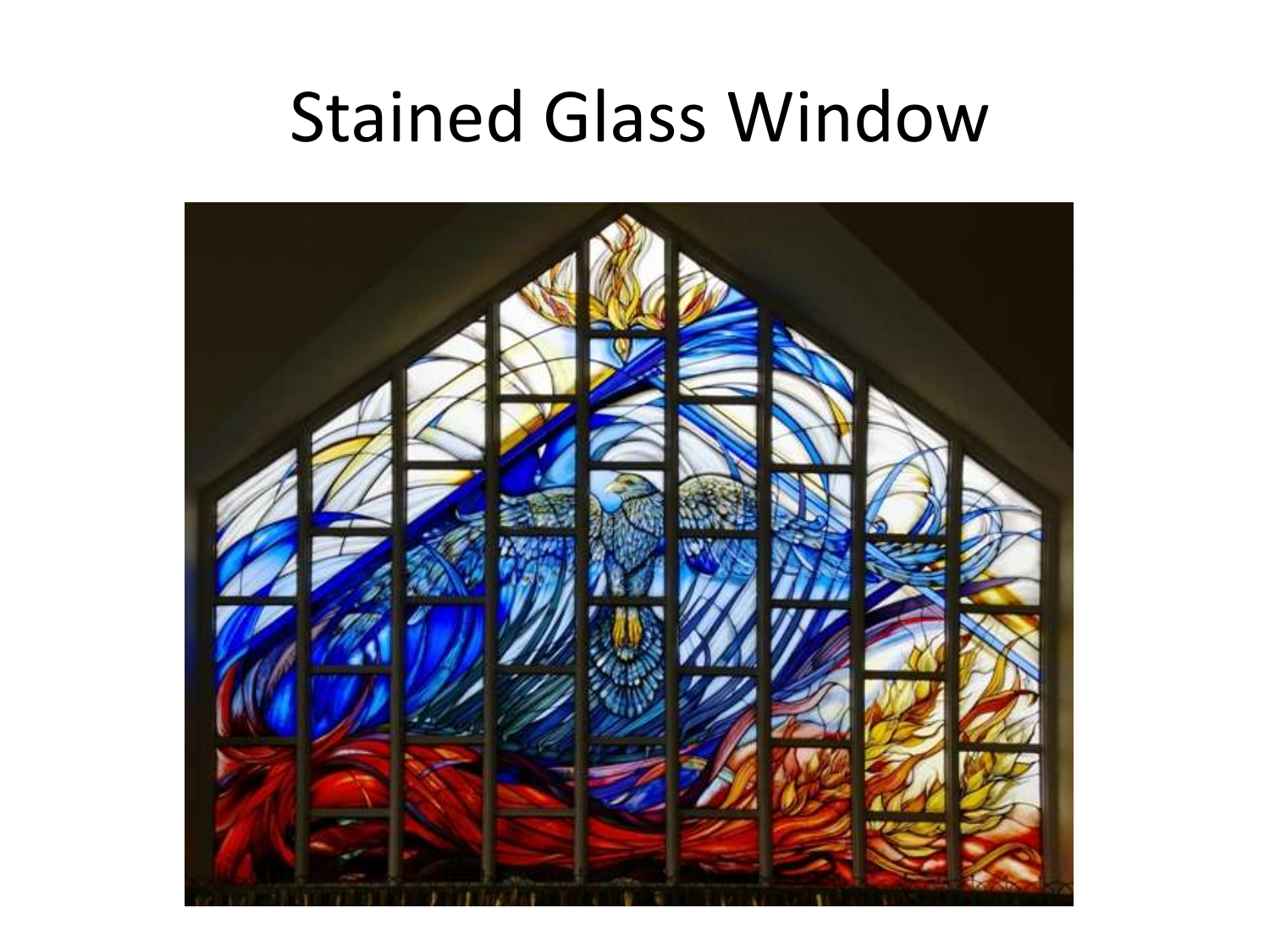# Stained Glass Window